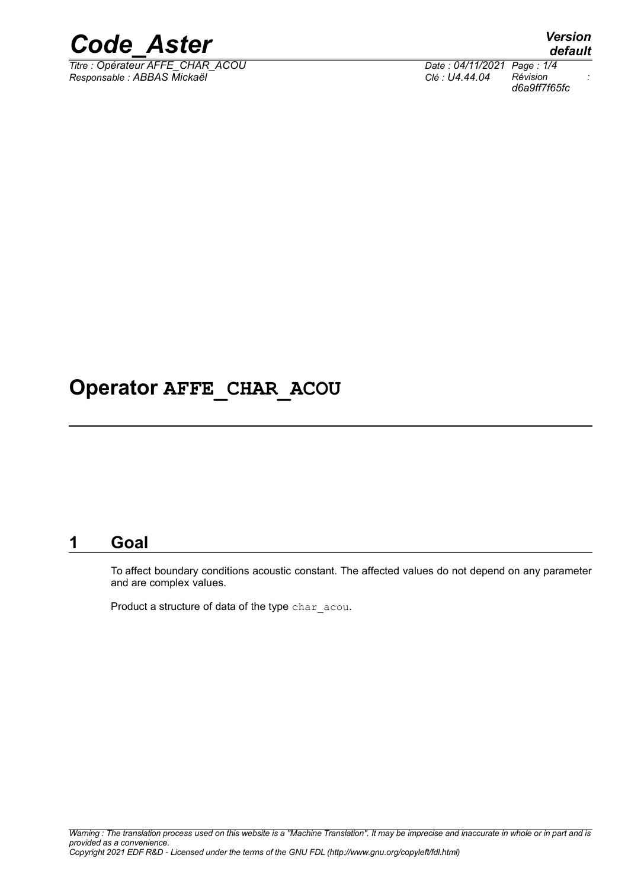# Operator AFFE_CHAR_ACOU

## 1 Goal

To affect boundary conditions acoustic constant. The affected values do not depend on any parameter and are complex values.

Product a structure of data of the type char_acou.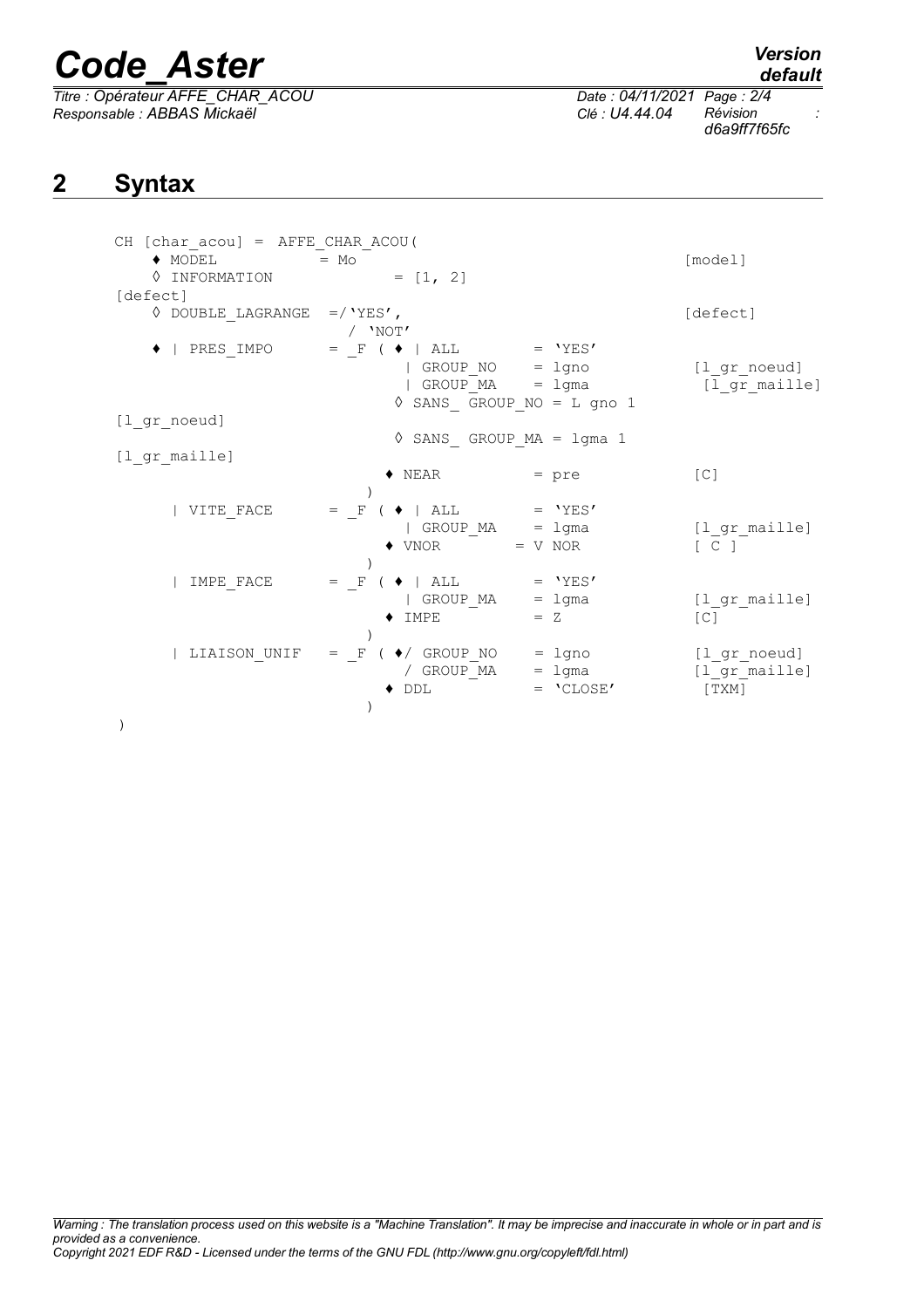## 2 Syntax

```
CH [char_acou] = AFFE_CHAR_ACOU(
    ♦ MODEL           = Mo                                         [model]
    ◊ INFORMATION            = [1, 2]
[defect]
    ◊ DOUBLE_LAGRANGE  =/'YES',                                    [defect]
                        / 'NOT'
    ♦ | PRES_IMPO      = _F ( ♦ | ALL          = 'YES'
                                | GROUP_NO     = lgno              [l_gr_noeud]
                                | GROUP_MA     = lgma              [l_gr_maille]
                              ◊ SANS_ GROUP_NO = L gno 1
[l_gr_noeud]
                              ◊ SANS_ GROUP_MA = lgma 1
[l_gr_maille]
                              ♦ NEAR           = pre               [C]
                            )
      | VITE_FACE      = _F ( ♦ | ALL          = 'YES'
                                | GROUP_MA     = lgma              [l_gr_maille]
                              ♦ VNOR         = V NOR               [ C ]
                            )
      | IMPE_FACE      = _F ( ♦ | ALL          = 'YES'
                                | GROUP_MA     = lgma              [l_gr_maille]
                              ♦ IMPE           = Z                 [C]
                            )
      | LIAISON_UNIF   = _F ( ♦/ GROUP_NO      = lgno              [l_gr_noeud]
                               / GROUP_MA      = lgma              [l_gr_maille]
                              ♦ DDL            = 'CLOSE'            [TXM]
                            )
)
```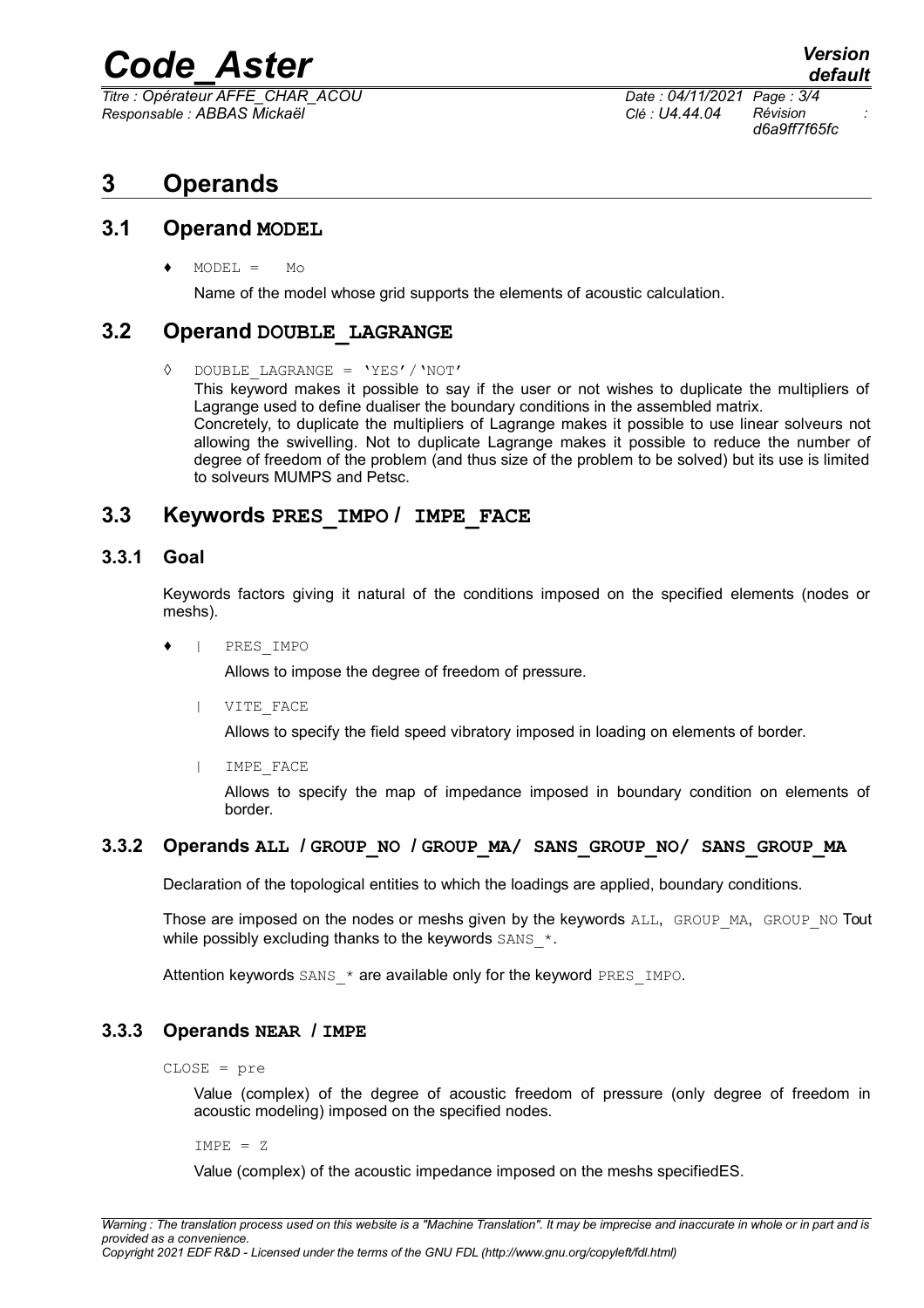# 3 Operands

## 3.1 Operand MODEL

♦ `MODEL = Mo`

Name of the model whose grid supports the elements of acoustic calculation.

## 3.2 Operand DOUBLE_LAGRANGE

◊ `DOUBLE_LAGRANGE = 'YES'/'NOT'`

This keyword makes it possible to say if the user or not wishes to duplicate the multipliers of Lagrange used to define dualiser the boundary conditions in the assembled matrix.
Concretely, to duplicate the multipliers of Lagrange makes it possible to use linear solveurs not allowing the swivelling. Not to duplicate Lagrange makes it possible to reduce the number of degree of freedom of the problem (and thus size of the problem to be solved) but its use is limited to solveurs MUMPS and Petsc.

## 3.3 Keywords PRES_IMPO / IMPE_FACE

### 3.3.1 Goal

Keywords factors giving it natural of the conditions imposed on the specified elements (nodes or meshs).

♦ | `PRES_IMPO`

Allows to impose the degree of freedom of pressure.

| `VITE_FACE`

Allows to specify the field speed vibratory imposed in loading on elements of border.

| `IMPE_FACE`

Allows to specify the map of impedance imposed in boundary condition on elements of border.

### 3.3.2 Operands ALL / GROUP_NO / GROUP_MA/ SANS_GROUP_NO/ SANS_GROUP_MA

Declaration of the topological entities to which the loadings are applied, boundary conditions.

Those are imposed on the nodes or meshs given by the keywords `ALL`, `GROUP_MA`, `GROUP_NO` Tout while possibly excluding thanks to the keywords `SANS_*`.

Attention keywords `SANS_*` are available only for the keyword `PRES_IMPO`.

### 3.3.3 Operands NEAR / IMPE

`CLOSE = pre`

Value (complex) of the degree of acoustic freedom of pressure (only degree of freedom in acoustic modeling) imposed on the specified nodes.

`IMPE = Z`

Value (complex) of the acoustic impedance imposed on the meshs specifiedES.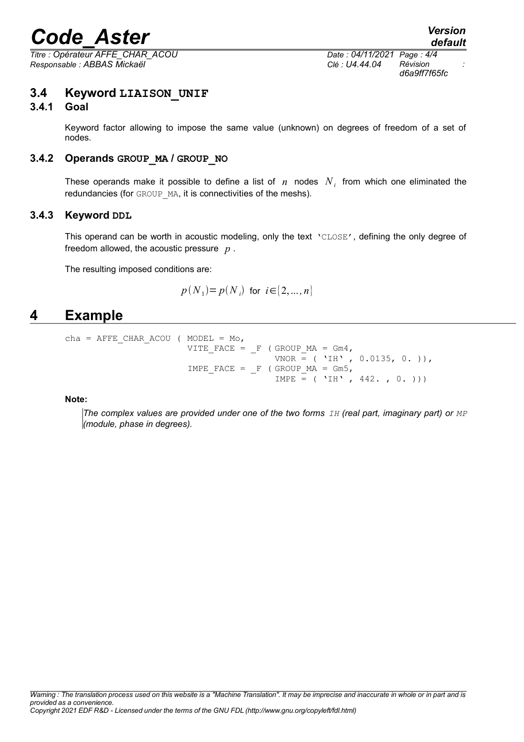### 3.4 Keyword LIAISON_UNIF

#### 3.4.1 Goal

Keyword factor allowing to impose the same value (unknown) on degrees of freedom of a set of nodes.

#### 3.4.2 Operands GROUP_MA / GROUP_NO

These operands make it possible to define a list of $n$ nodes $N_i$ from which one eliminated the redundancies (for GROUP_MA, it is connectivities of the meshs).

#### 3.4.3 Keyword DDL

This operand can be worth in acoustic modeling, only the text 'CLOSE', defining the only degree of freedom allowed, the acoustic pressure $p$.

The resulting imposed conditions are:

$$p(N_1) = p(N_i) \text{ for } i \in \{2, \ldots, n\}$$

# 4 Example

```
cha = AFFE_CHAR_ACOU ( MODEL = Mo,
                       VITE_FACE = _F ( GROUP_MA = Gm4,
                                        VNOR = ( 'IH' , 0.0135, 0. )),
                       IMPE_FACE = _F ( GROUP_MA = Gm5,
                                        IMPE = ( 'IH' , 442. , 0. )))
```

**Note:**

*The complex values are provided under one of the two forms IH (real part, imaginary part) or MP (module, phase in degrees).*